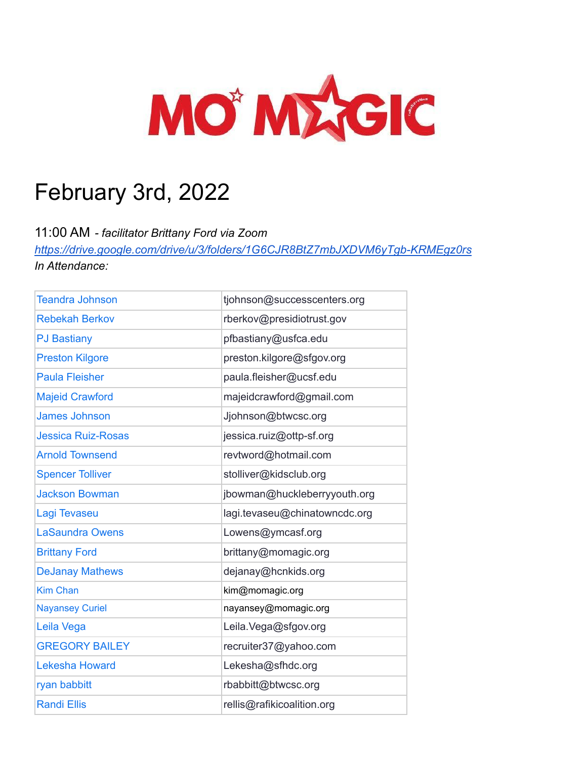# MO' MAGIC

# February 3rd, 2022

11:00 AM - *facilitator Brittany Ford via Zoom*
*https://drive.google.com/drive/u/3/folders/1G6CJR8BtZ7mbJXDVM6yTgb-KRMEgz0rs*
*In Attendance:*

| | |
|---|---|
| Teandra Johnson | tjohnson@successcenters.org |
| Rebekah Berkov | rberkov@presidiotrust.gov |
| PJ Bastiany | pfbastiany@usfca.edu |
| Preston Kilgore | preston.kilgore@sfgov.org |
| Paula Fleisher | paula.fleisher@ucsf.edu |
| Majeid Crawford | majeidcrawford@gmail.com |
| James Johnson | Jjohnson@btwcsc.org |
| Jessica Ruiz-Rosas | jessica.ruiz@ottp-sf.org |
| Arnold Townsend | revtword@hotmail.com |
| Spencer Tolliver | stolliver@kidsclub.org |
| Jackson Bowman | jbowman@huckleberryyouth.org |
| Lagi Tevaseu | lagi.tevaseu@chinatowncdc.org |
| LaSaundra Owens | Lowens@ymcasf.org |
| Brittany Ford | brittany@momagic.org |
| DeJanay Mathews | dejanay@hcnkids.org |
| Kim Chan | kim@momagic.org |
| Nayansey Curiel | nayansey@momagic.org |
| Leila Vega | Leila.Vega@sfgov.org |
| GREGORY BAILEY | recruiter37@yahoo.com |
| Lekesha Howard | Lekesha@sfhdc.org |
| ryan babbitt | rbabbitt@btwcsc.org |
| Randi Ellis | rellis@rafikicoalition.org |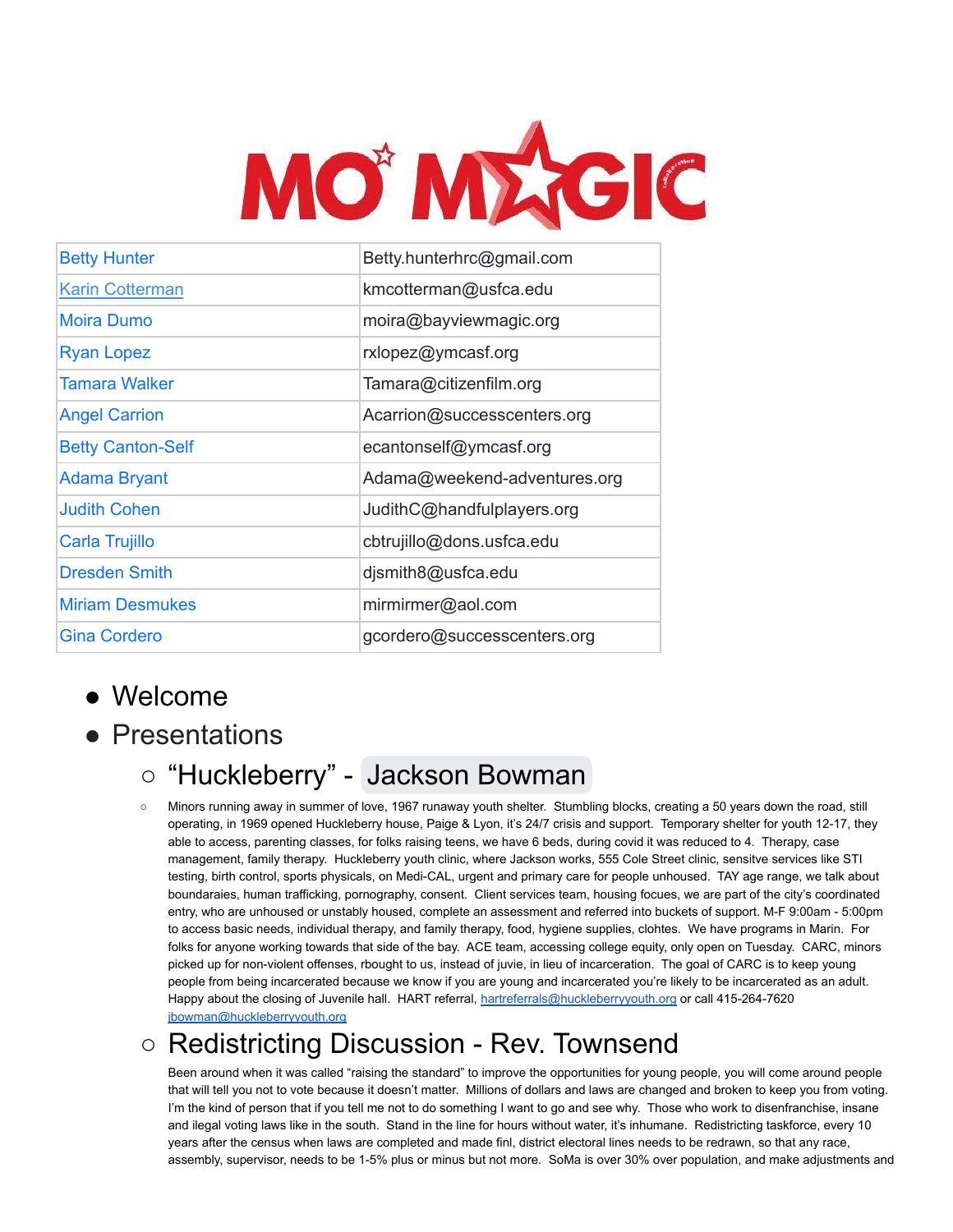# MO MAGIC

| Betty Hunter | Betty.hunterhrc@gmail.com |
|---|---|
| Karin Cotterman | kmcotterman@usfca.edu |
| Moira Dumo | moira@bayviewmagic.org |
| Ryan Lopez | rxlopez@ymcasf.org |
| Tamara Walker | Tamara@citizenfilm.org |
| Angel Carrion | Acarrion@successcenters.org |
| Betty Canton-Self | ecantonself@ymcasf.org |
| Adama Bryant | Adama@weekend-adventures.org |
| Judith Cohen | JudithC@handfulplayers.org |
| Carla Trujillo | cbtrujillo@dons.usfca.edu |
| Dresden Smith | djsmith8@usfca.edu |
| Miriam Desmukes | mirmirmer@aol.com |
| Gina Cordero | gcordero@successcenters.org |

- Welcome
- Presentations
  - "Huckleberry" - Jackson Bowman
    - Minors running away in summer of love, 1967 runaway youth shelter. Stumbling blocks, creating a 50 years down the road, still operating, in 1969 opened Huckleberry house, Paige & Lyon, it's 24/7 crisis and support. Temporary shelter for youth 12-17, they able to access, parenting classes, for folks raising teens, we have 6 beds, during covid it was reduced to 4. Therapy, case management, family therapy. Huckleberry youth clinic, where Jackson works, 555 Cole Street clinic, sensitve services like STI testing, birth control, sports physicals, on Medi-CAL, urgent and primary care for people unhoused. TAY age range, we talk about boundaraies, human trafficking, pornography, consent. Client services team, housing focues, we are part of the city's coordinated entry, who are unhoused or unstably housed, complete an assessment and referred into buckets of support. M-F 9:00am - 5:00pm to access basic needs, individual therapy, and family therapy, food, hygiene supplies, clohtes. We have programs in Marin. For folks for anyone working towards that side of the bay. ACE team, accessing college equity, only open on Tuesday. CARC, minors picked up for non-violent offenses, rbought to us, instead of juvie, in lieu of incarceration. The goal of CARC is to keep young people from being incarcerated because we know if you are young and incarcerated you're likely to be incarcerated as an adult. Happy about the closing of Juvenile hall. HART referral, hartreferrals@huckleberryyouth.org or call 415-264-7620 jbowman@huckleberryyouth.org
  - Redistricting Discussion - Rev. Townsend
    - Been around when it was called "raising the standard" to improve the opportunities for young people, you will come around people that will tell you not to vote because it doesn't matter. Millions of dollars and laws are changed and broken to keep you from voting. I'm the kind of person that if you tell me not to do something I want to go and see why. Those who work to disenfranchise, insane and ilegal voting laws like in the south. Stand in the line for hours without water, it's inhumane. Redistricting taskforce, every 10 years after the census when laws are completed and made finl, district electoral lines needs to be redrawn, so that any race, assembly, supervisor, needs to be 1-5% plus or minus but not more. SoMa is over 30% over population, and make adjustments and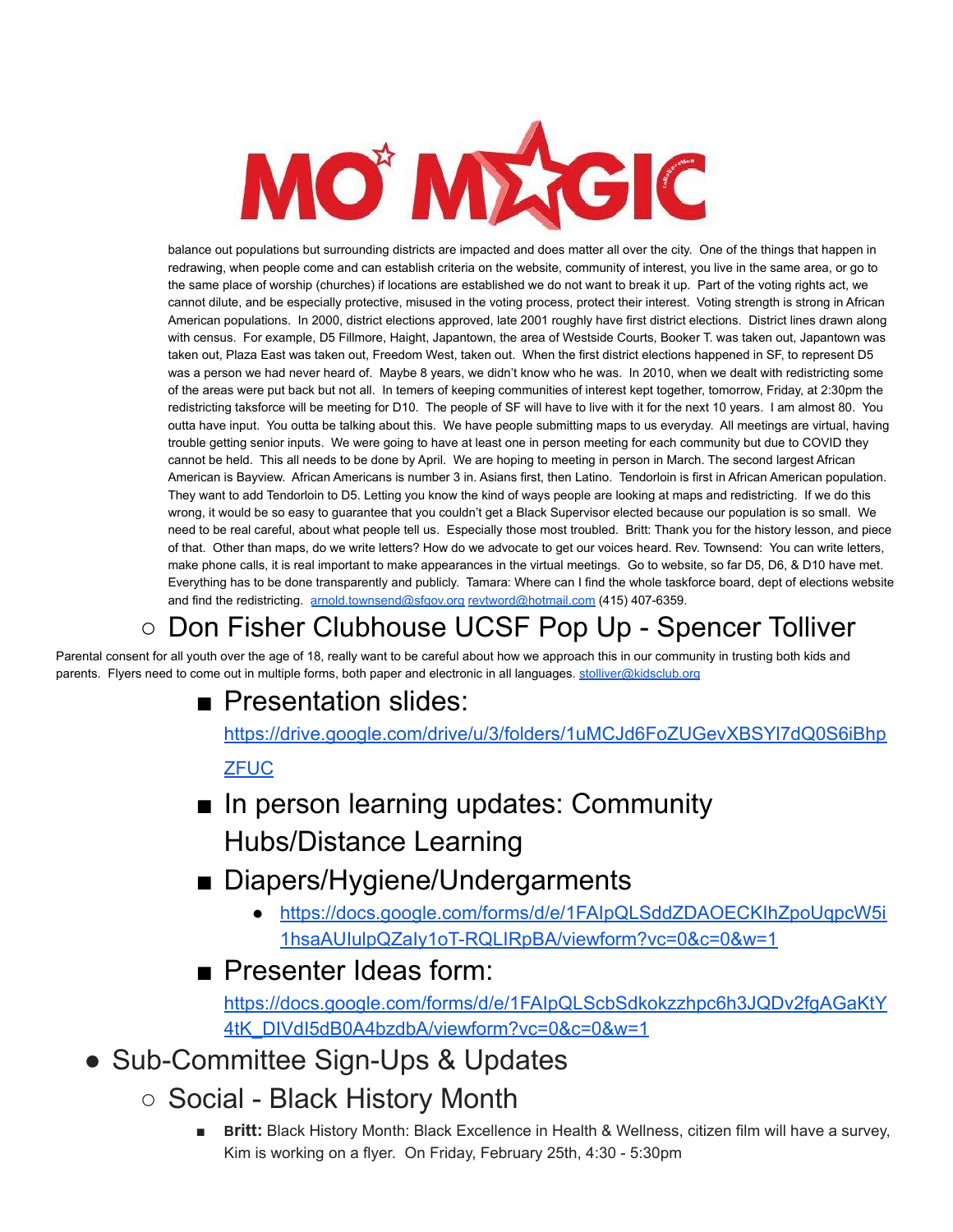balance out populations but surrounding districts are impacted and does matter all over the city. One of the things that happen in redrawing, when people come and can establish criteria on the website, community of interest, you live in the same area, or go to the same place of worship (churches) if locations are established we do not want to break it up. Part of the voting rights act, we cannot dilute, and be especially protective, misused in the voting process, protect their interest. Voting strength is strong in African American populations. In 2000, district elections approved, late 2001 roughly have first district elections. District lines drawn along with census. For example, D5 Fillmore, Haight, Japantown, the area of Westside Courts, Booker T. was taken out, Japantown was taken out, Plaza East was taken out, Freedom West, taken out. When the first district elections happened in SF, to represent D5 was a person we had never heard of. Maybe 8 years, we didn't know who he was. In 2010, when we dealt with redistricting some of the areas were put back but not all. In temers of keeping communities of interest kept together, tomorrow, Friday, at 2:30pm the redistricting takesforce will be meeting for D10. The people of SF will have to live with it for the next 10 years. I am almost 80. You outta have input. You outta be talking about this. We have people submitting maps to us everyday. All meetings are virtual, having trouble getting senior inputs. We were going to have at least one in person meeting for each community but due to COVID they cannot be held. This all needs to be done by April. We are hoping to meeting in person in March. The second largest African American is Bayview. African Americans is number 3 in. Asians first, then Latino. Tendorloin is first in African American population. They want to add Tendorloin to D5. Letting you know the kind of ways people are looking at maps and redistricting. If we do this wrong, it would be so easy to guarantee that you couldn't get a Black Supervisor elected because our population is so small. We need to be real careful, about what people tell us. Especially those most troubled. Britt: Thank you for the history lesson, and piece of that. Other than maps, do we write letters? How do we advocate to get our voices heard. Rev. Townsend: You can write letters, make phone calls, it is real important to make appearances in the virtual meetings. Go to website, so far D5, D6, & D10 have met. Everything has to be done transparently and publicly. Tamara: Where can I find the whole taskforce board, dept of elections website and find the redistricting. arnold.townsend@sfgov.org revtword@hotmail.com (415) 407-6359.

- Don Fisher Clubhouse UCSF Pop Up - Spencer Tolliver

Parental consent for all youth over the age of 18, really want to be careful about how we approach this in our community in trusting both kids and parents. Flyers need to come out in multiple forms, both paper and electronic in all languages. stolliver@kidsclub.org

  - Presentation slides: https://drive.google.com/drive/u/3/folders/1uMCJd6FoZUGevXBSYl7dQ0S6iBhpZFUC
  - In person learning updates: Community Hubs/Distance Learning
  - Diapers/Hygiene/Undergarments
    - https://docs.google.com/forms/d/e/1FAIpQLSddZDAOECKIhZpoUqpcW5i1hsaAUIulpQZaly1oT-RQLIRpBA/viewform?vc=0&c=0&w=1
  - Presenter Ideas form: https://docs.google.com/forms/d/e/1FAIpQLScbSdkokzzhpc6h3JQDv2fgAGaKtY4tK_DIVdI5dB0A4bzdbA/viewform?vc=0&c=0&w=1

- Sub-Committee Sign-Ups & Updates
  - Social - Black History Month
    - **Britt:** Black History Month: Black Excellence in Health & Wellness, citizen film will have a survey, Kim is working on a flyer. On Friday, February 25th, 4:30 - 5:30pm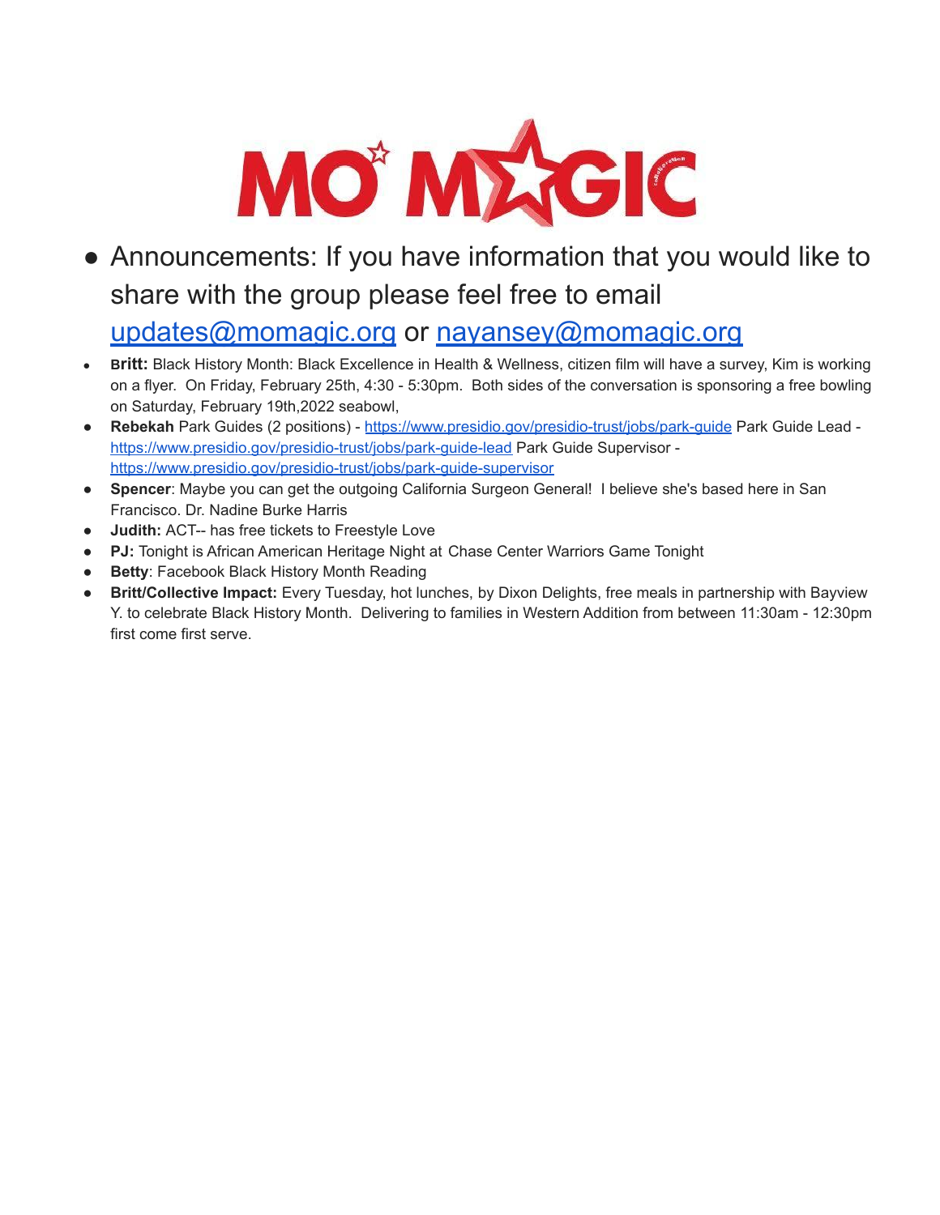MO MAGIC

- Announcements: If you have information that you would like to share with the group please feel free to email [updates@momagic.org](mailto:updates@momagic.org) or [nayansey@momagic.org](mailto:nayansey@momagic.org)

- **Britt:** Black History Month: Black Excellence in Health & Wellness, citizen film will have a survey, Kim is working on a flyer. On Friday, February 25th, 4:30 - 5:30pm. Both sides of the conversation is sponsoring a free bowling on Saturday, February 19th,2022 seabowl,
- **Rebekah** Park Guides (2 positions) - [https://www.presidio.gov/presidio-trust/jobs/park-guide](https://www.presidio.gov/presidio-trust/jobs/park-guide) Park Guide Lead - [https://www.presidio.gov/presidio-trust/jobs/park-guide-lead](https://www.presidio.gov/presidio-trust/jobs/park-guide-lead) Park Guide Supervisor - [https://www.presidio.gov/presidio-trust/jobs/park-guide-supervisor](https://www.presidio.gov/presidio-trust/jobs/park-guide-supervisor)
- **Spencer**: Maybe you can get the outgoing California Surgeon General! I believe she's based here in San Francisco. Dr. Nadine Burke Harris
- **Judith:** ACT-- has free tickets to Freestyle Love
- **PJ:** Tonight is African American Heritage Night at Chase Center Warriors Game Tonight
- **Betty**: Facebook Black History Month Reading
- **Britt/Collective Impact:** Every Tuesday, hot lunches, by Dixon Delights, free meals in partnership with Bayview Y. to celebrate Black History Month. Delivering to families in Western Addition from between 11:30am - 12:30pm first come first serve.